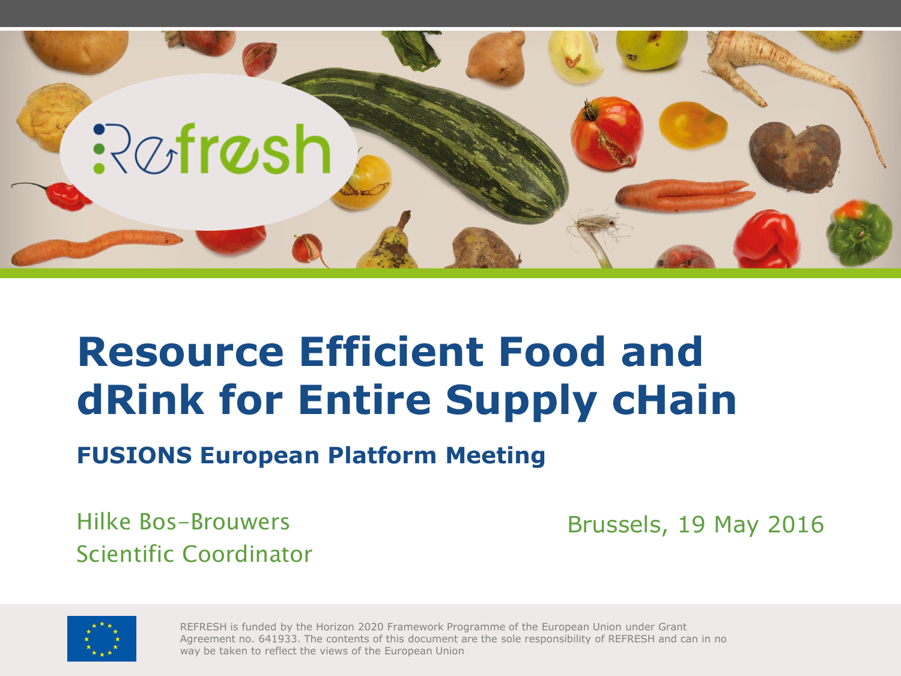# Resource Efficient Food and dRink for Entire Supply cHain

## FUSIONS European Platform Meeting

Hilke Bos-Brouwers
Scientific Coordinator

Brussels, 19 May 2016

REFRESH is funded by the Horizon 2020 Framework Programme of the European Union under Grant Agreement no. 641933. The contents of this document are the sole responsibility of REFRESH and can in no way be taken to reflect the views of the European Union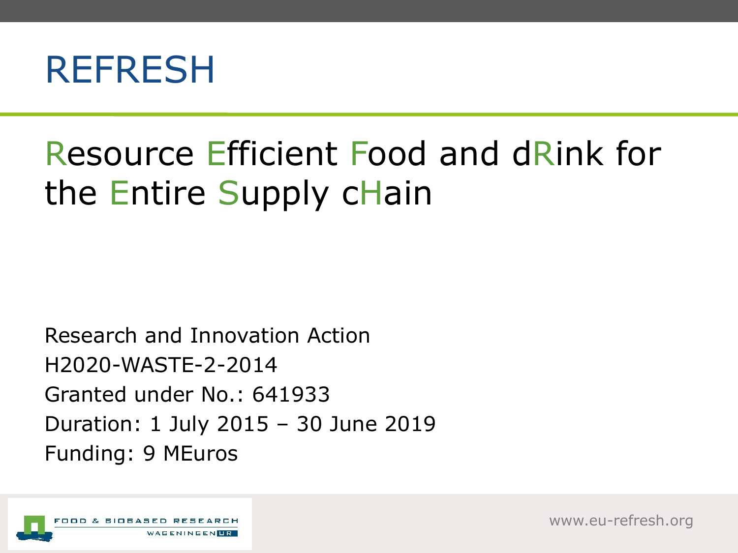# REFRESH

## Resource Efficient Food and dRink for the Entire Supply cHain

Research and Innovation Action
H2020-WASTE-2-2014
Granted under No.: 641933
Duration: 1 July 2015 – 30 June 2019
Funding: 9 MEuros

FOOD & BIOBASED RESEARCH
WAGENINGEN UR

www.eu-refresh.org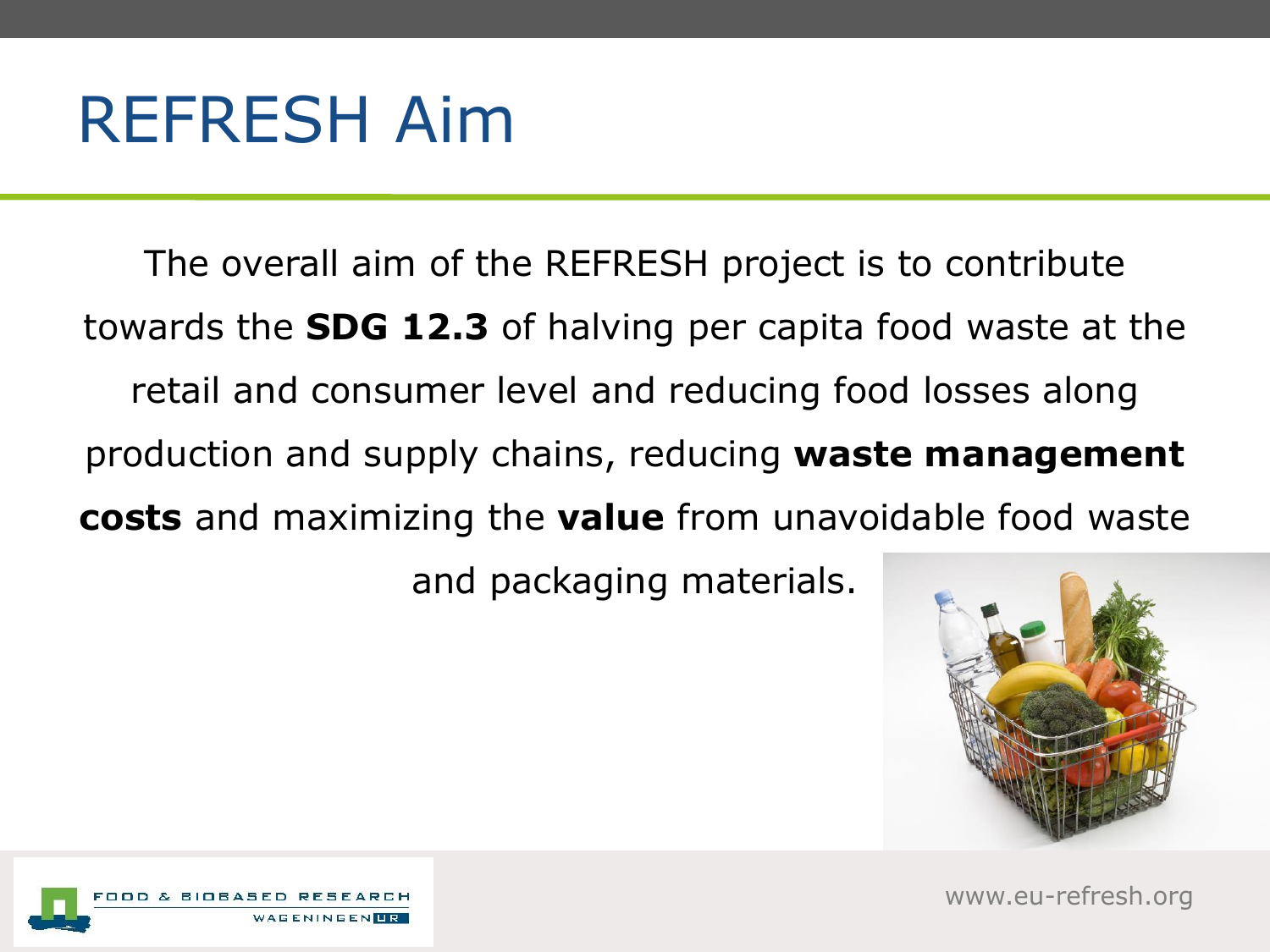# REFRESH Aim

The overall aim of the REFRESH project is to contribute towards the **SDG 12.3** of halving per capita food waste at the retail and consumer level and reducing food losses along production and supply chains, reducing **waste management costs** and maximizing the **value** from unavoidable food waste and packaging materials.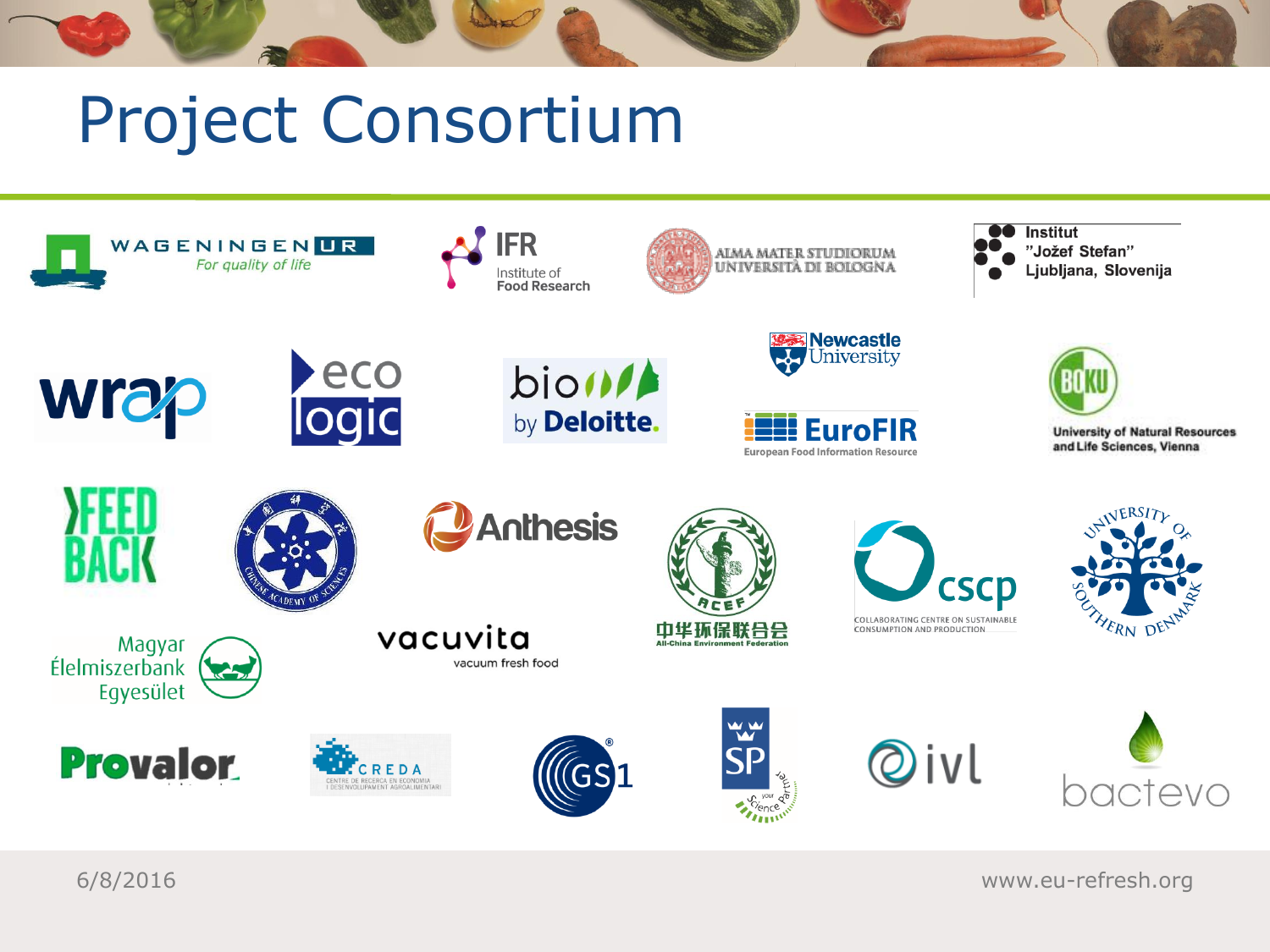# Project Consortium

WAGENINGEN UR
*For quality of life*

IFR
Institute of Food Research

ALMA MATER STUDIORUM
UNIVERSITÀ DI BOLOGNA

Institut
"Jožef Stefan"
Ljubljana, Slovenija

wrap

eco logic

bio by Deloitte.

Newcastle University

EuroFIR
European Food Information Resource

BOKU
University of Natural Resources and Life Sciences, Vienna

FEED BACK

Chinese Academy of Sciences

Anthesis

ACEF
中华环保联合会
All-China Environment Federation

cscp
COLLABORATING CENTRE ON SUSTAINABLE CONSUMPTION AND PRODUCTION

University of Southern Denmark

Magyar Élelmiszerbank Egyesület

vacuvita
vacuum fresh food

Provalor

CREDA
CENTRE DE RECERCA EN ECONOMIA I DESENVOLUPAMENT AGROALIMENTARI

GS1

SP
your Science Partner

ivl

bactevo

6/8/2016

www.eu-refresh.org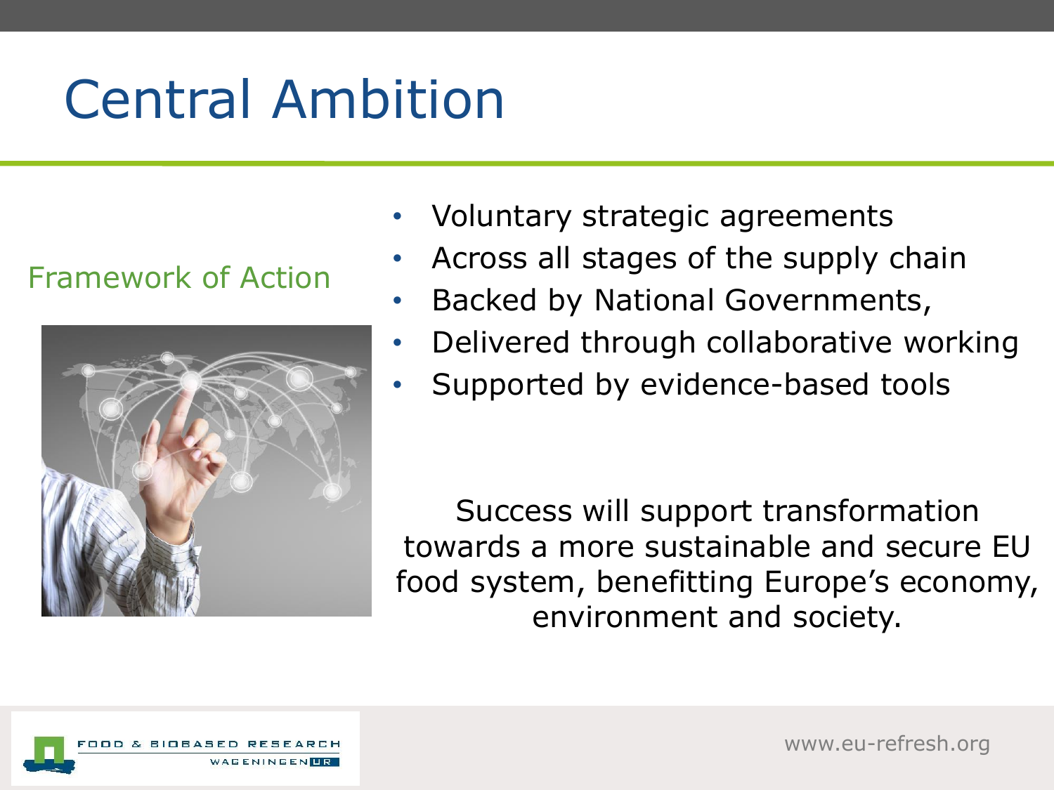# Central Ambition

## Framework of Action

- Voluntary strategic agreements
- Across all stages of the supply chain
- Backed by National Governments,
- Delivered through collaborative working
- Supported by evidence-based tools

Success will support transformation towards a more sustainable and secure EU food system, benefitting Europe's economy, environment and society.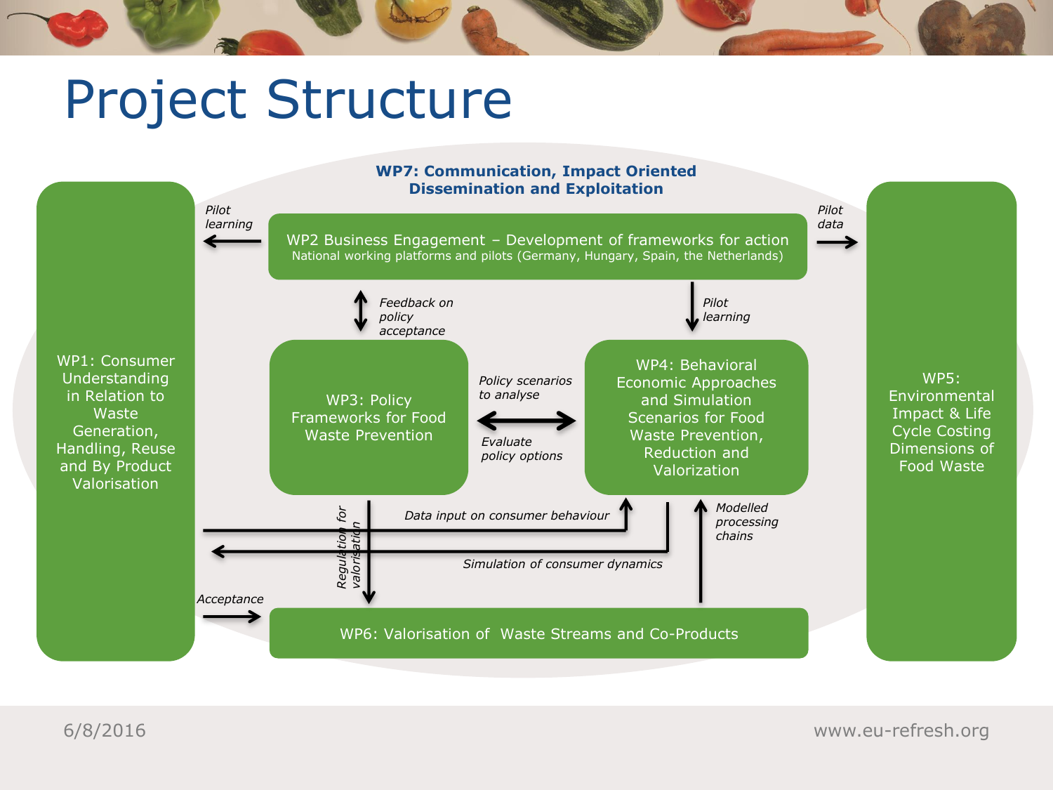# Project Structure

**WP7: Communication, Impact Oriented Dissemination and Exploitation**

WP1: Consumer Understanding in Relation to Waste Generation, Handling, Reuse and By Product Valorisation

WP2 Business Engagement – Development of frameworks for action
National working platforms and pilots (Germany, Hungary, Spain, the Netherlands)

WP3: Policy Frameworks for Food Waste Prevention

WP4: Behavioral Economic Approaches and Simulation Scenarios for Food Waste Prevention, Reduction and Valorization

WP5: Environmental Impact & Life Cycle Costing Dimensions of Food Waste

WP6: Valorisation of Waste Streams and Co-Products

*Pilot learning* (WP2 → WP1)

*Pilot data* (WP2 → WP5)

*Feedback on policy acceptance* (WP2 ↔ WP3)

*Pilot learning* (WP2 → WP4)

*Policy scenarios to analyse* / *Evaluate policy options* (WP3 ↔ WP4)

*Data input on consumer behaviour* (WP1 → WP4)

*Simulation of consumer dynamics* (WP4 → WP1)

*Regulation for valorisation* (WP3 → WP6)

*Modelled processing chains* (WP6 → WP4)

*Acceptance* (WP1 → WP6)

6/8/2016

www.eu-refresh.org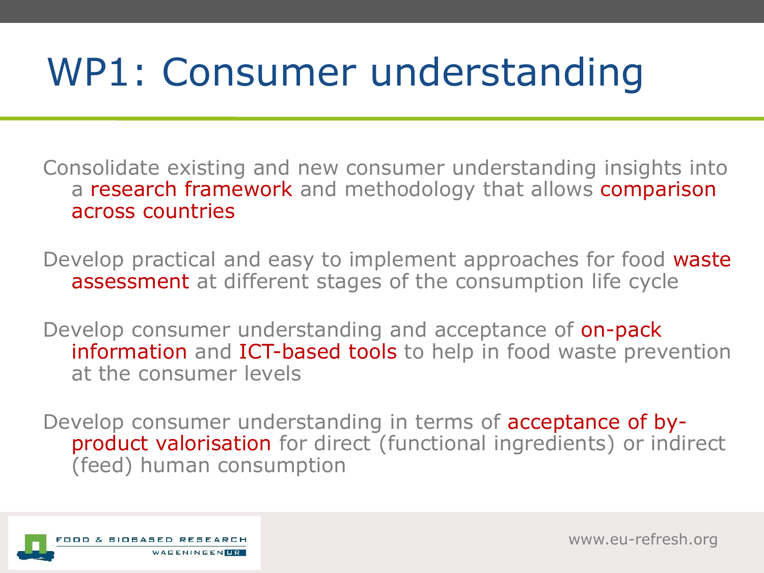# WP1: Consumer understanding

Consolidate existing and new consumer understanding insights into a research framework and methodology that allows comparison across countries

Develop practical and easy to implement approaches for food waste assessment at different stages of the consumption life cycle

Develop consumer understanding and acceptance of on-pack information and ICT-based tools to help in food waste prevention at the consumer levels

Develop consumer understanding in terms of acceptance of by-product valorisation for direct (functional ingredients) or indirect (feed) human consumption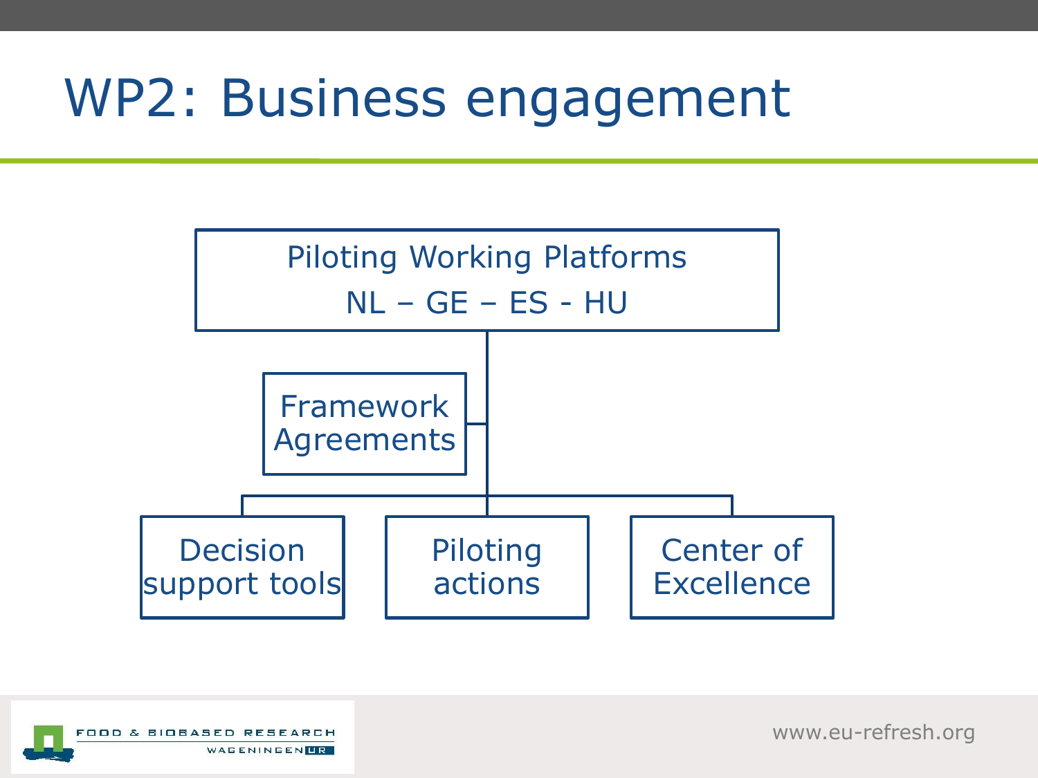# WP2: Business engagement

- Piloting Working Platforms
  NL – GE – ES - HU
  - Framework Agreements
  - Decision support tools
  - Piloting actions
  - Center of Excellence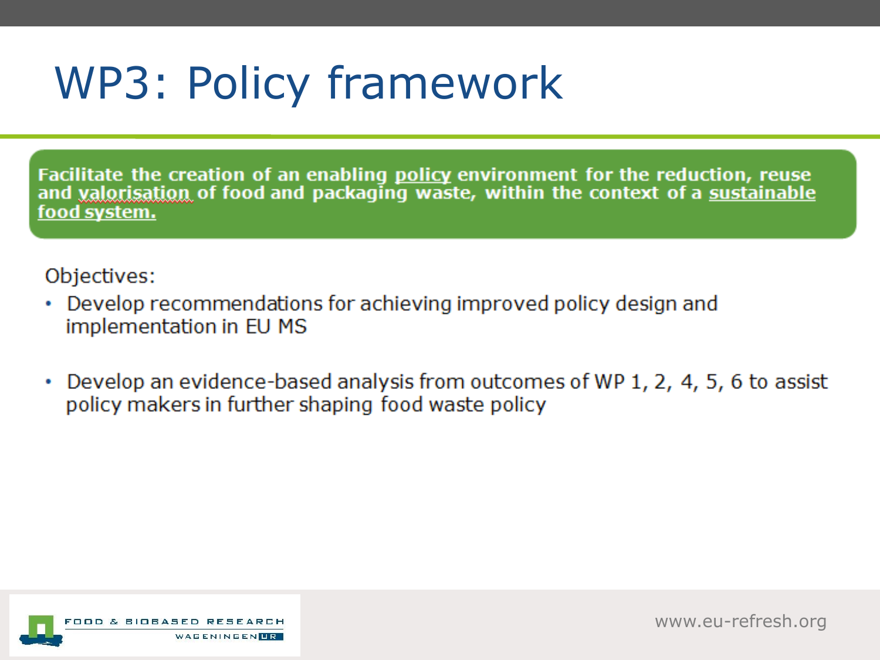# WP3: Policy framework

**Facilitate the creation of an enabling policy environment for the reduction, reuse and valorisation of food and packaging waste, within the context of a sustainable food system.**

Objectives:

- Develop recommendations for achieving improved policy design and implementation in EU MS
- Develop an evidence-based analysis from outcomes of WP 1, 2, 4, 5, 6 to assist policy makers in further shaping food waste policy

FOOD & BIOBASED RESEARCH WAGENINGEN UR

www.eu-refresh.org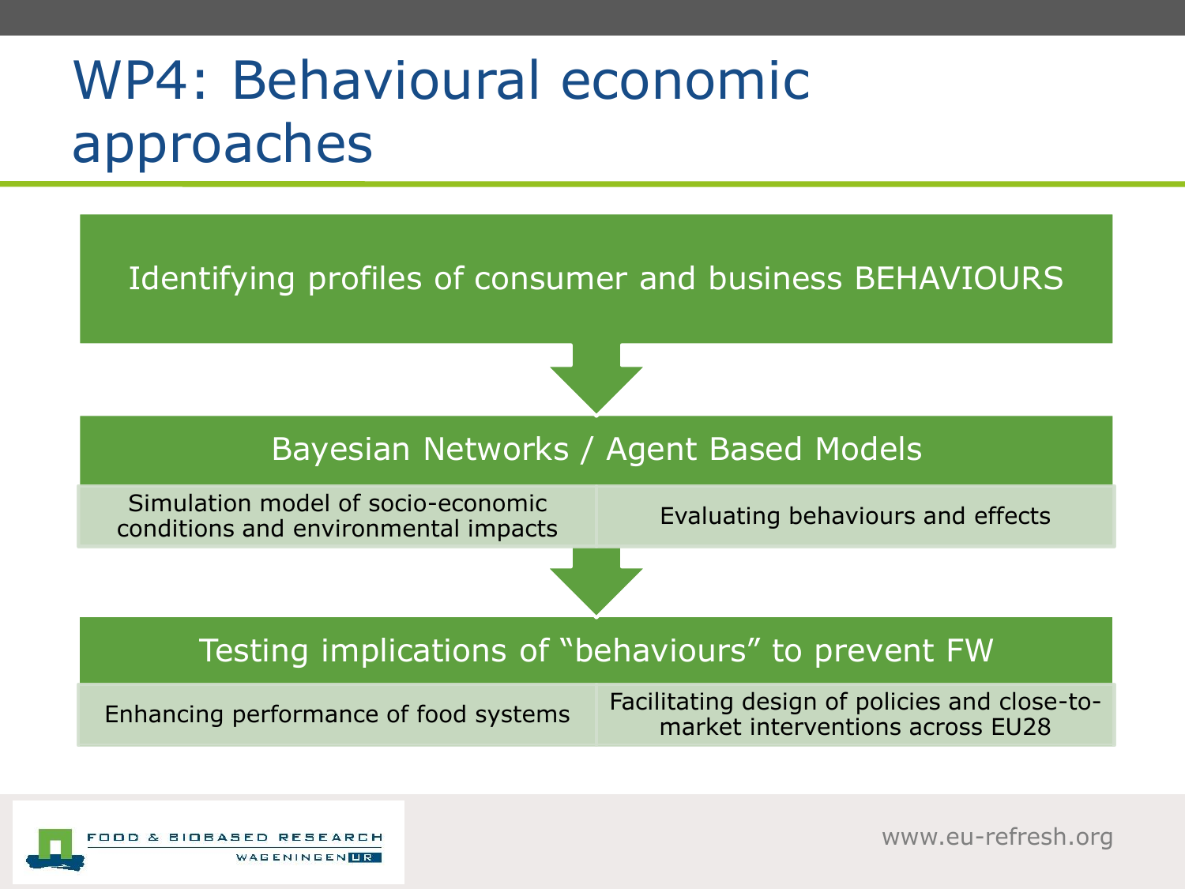# WP4: Behavioural economic approaches

**Identifying profiles of consumer and business BEHAVIOURS**

↓

**Bayesian Networks / Agent Based Models**

| Simulation model of socio-economic conditions and environmental impacts | Evaluating behaviours and effects |
| --- | --- |

↓

**Testing implications of "behaviours" to prevent FW**

| Enhancing performance of food systems | Facilitating design of policies and close-to-market interventions across EU28 |
| --- | --- |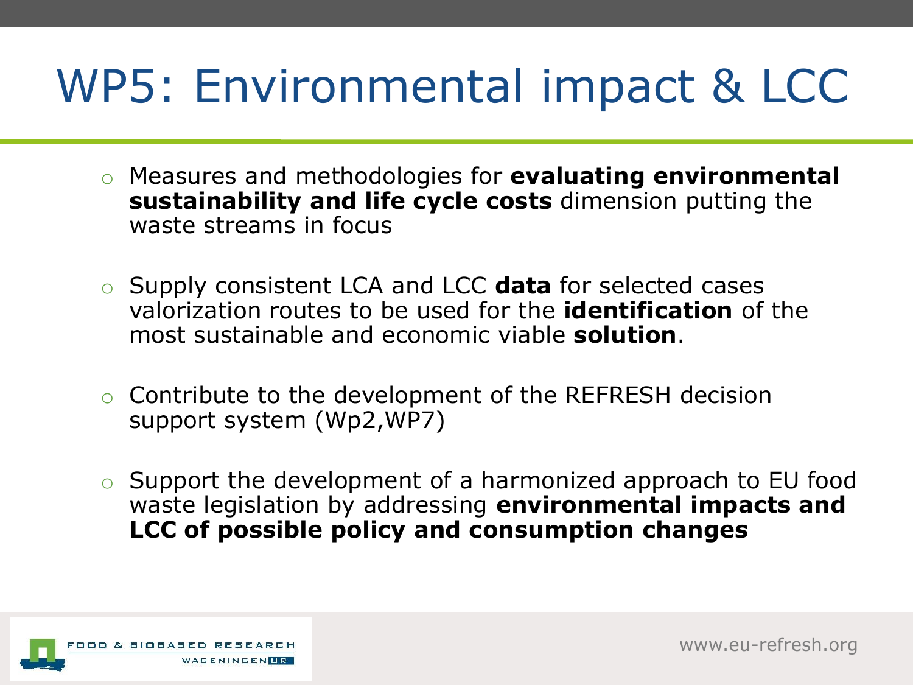# WP5: Environmental impact & LCC

- Measures and methodologies for **evaluating environmental sustainability and life cycle costs** dimension putting the waste streams in focus
- Supply consistent LCA and LCC **data** for selected cases valorization routes to be used for the **identification** of the most sustainable and economic viable **solution**.
- Contribute to the development of the REFRESH decision support system (Wp2,WP7)
- Support the development of a harmonized approach to EU food waste legislation by addressing **environmental impacts and LCC of possible policy and consumption changes**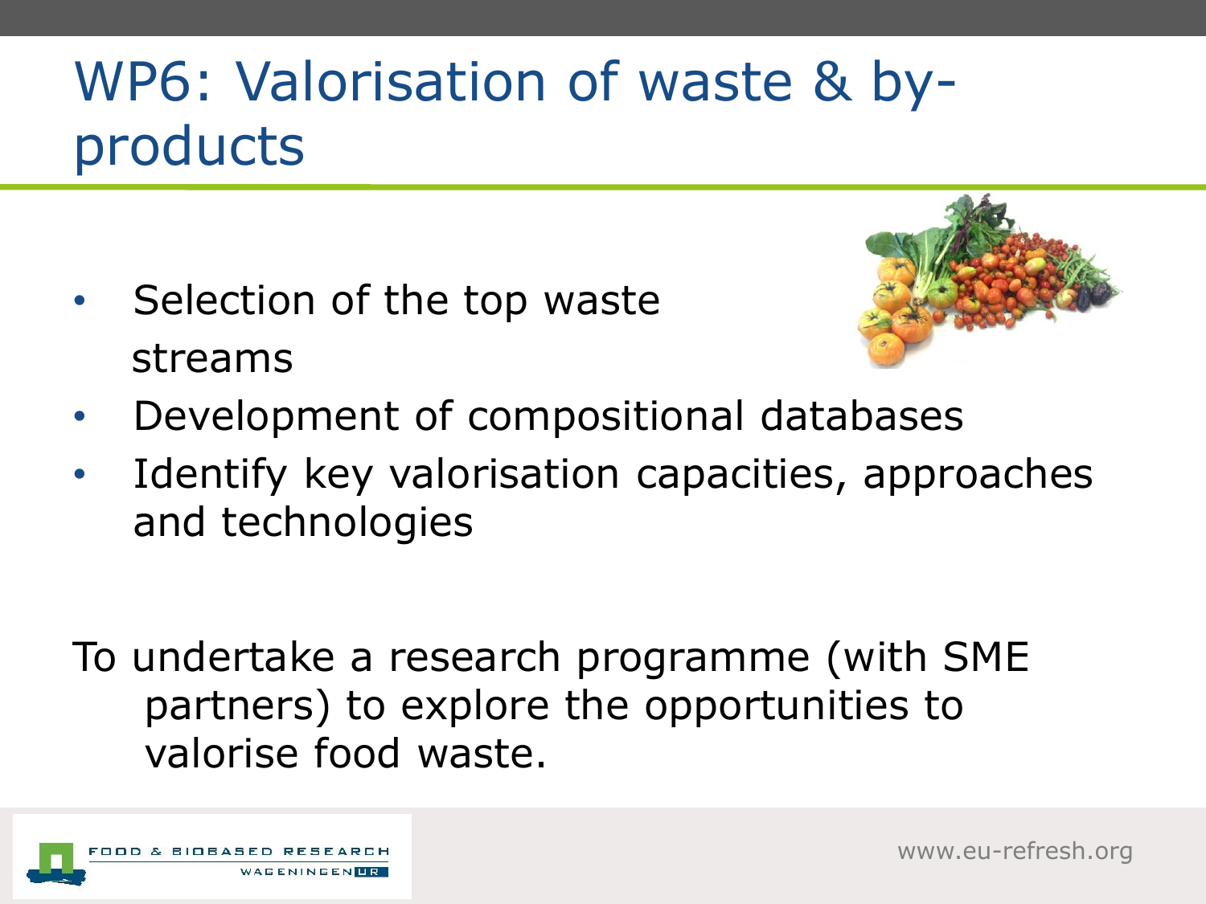# WP6: Valorisation of waste & by-products

- Selection of the top waste streams
- Development of compositional databases
- Identify key valorisation capacities, approaches and technologies

To undertake a research programme (with SME partners) to explore the opportunities to valorise food waste.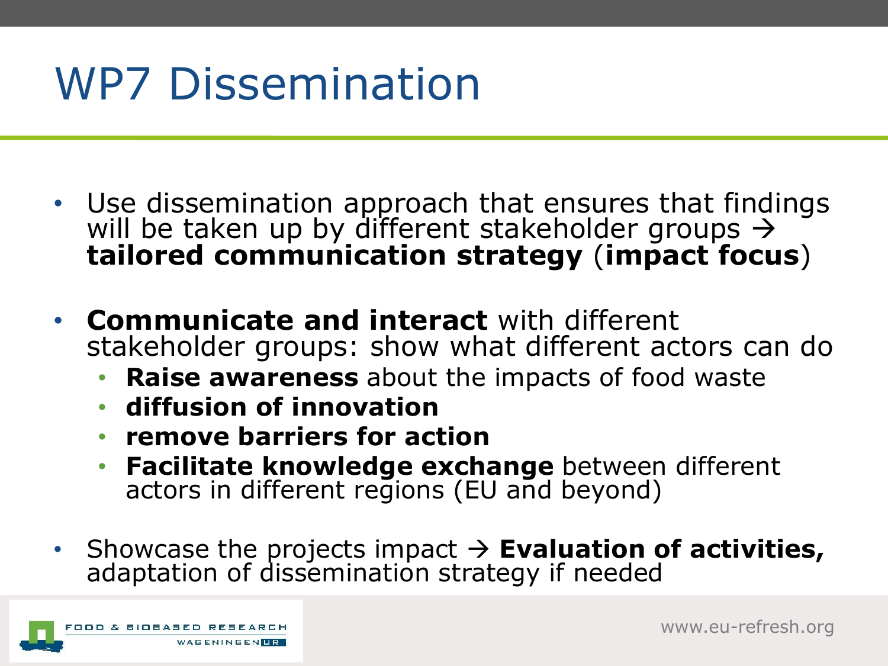# WP7 Dissemination

- Use dissemination approach that ensures that findings will be taken up by different stakeholder groups → **tailored communication strategy** (**impact focus**)

- **Communicate and interact** with different stakeholder groups: show what different actors can do
  - **Raise awareness** about the impacts of food waste
  - **diffusion of innovation**
  - **remove barriers for action**
  - **Facilitate knowledge exchange** between different actors in different regions (EU and beyond)

- Showcase the projects impact → **Evaluation of activities,** adaptation of dissemination strategy if needed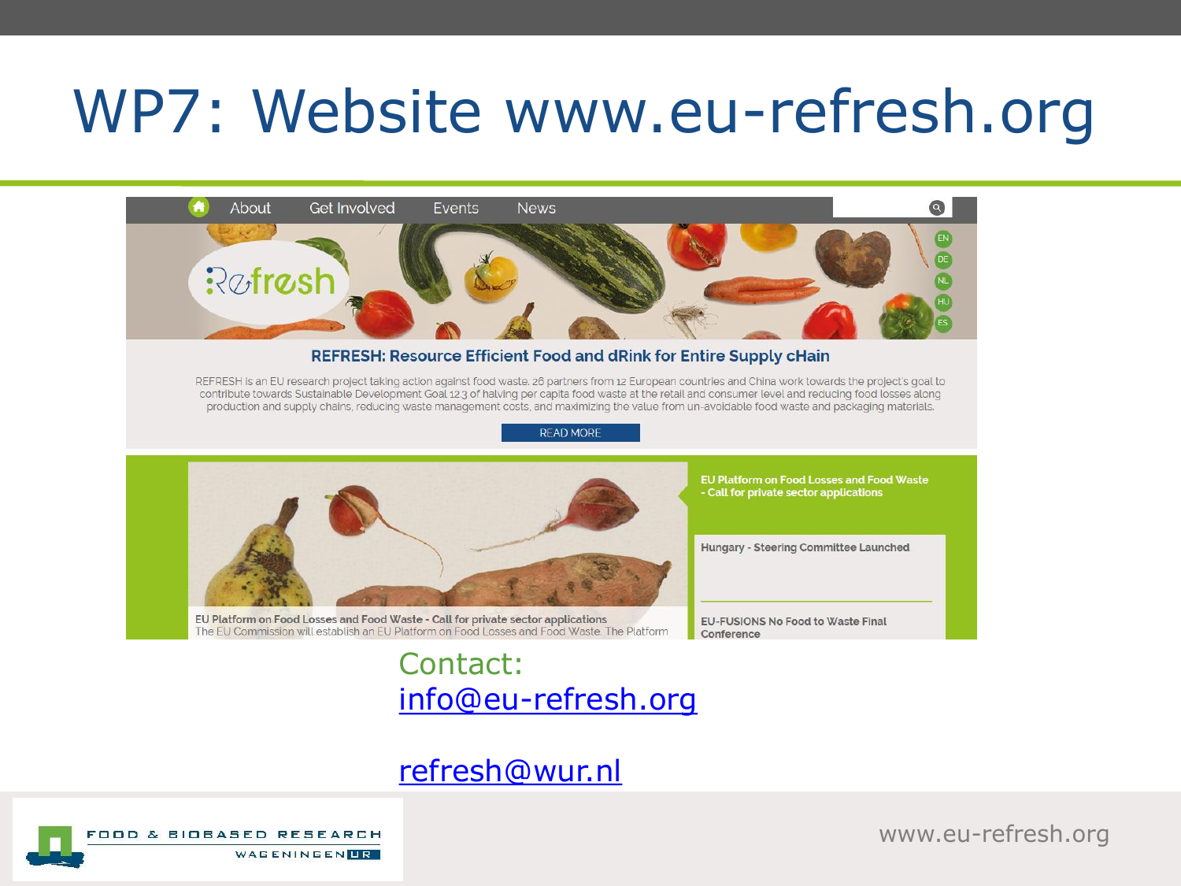# WP7: Website www.eu-refresh.org

About Get Involved Events News

EN DE NL HU ES

**REFRESH: Resource Efficient Food and dRink for Entire Supply cHain**

REFRESH is an EU research project taking action against food waste. 26 partners from 12 European countries and China work towards the project's goal to contribute towards Sustainable Development Goal 12.3 of halving per capita food waste at the retail and consumer level and reducing food losses along production and supply chains, reducing waste management costs, and maximizing the value from un-avoidable food waste and packaging materials.

READ MORE

**EU Platform on Food Losses and Food Waste - Call for private sector applications**
The EU Commission will establish an EU Platform on Food Losses and Food Waste. The Platform

**EU Platform on Food Losses and Food Waste - Call for private sector applications**

**Hungary - Steering Committee Launched**

**EU-FUSIONS No Food to Waste Final Conference**

Contact:
info@eu-refresh.org

refresh@wur.nl

FOOD & BIOBASED RESEARCH
WAGENINGEN UR

www.eu-refresh.org